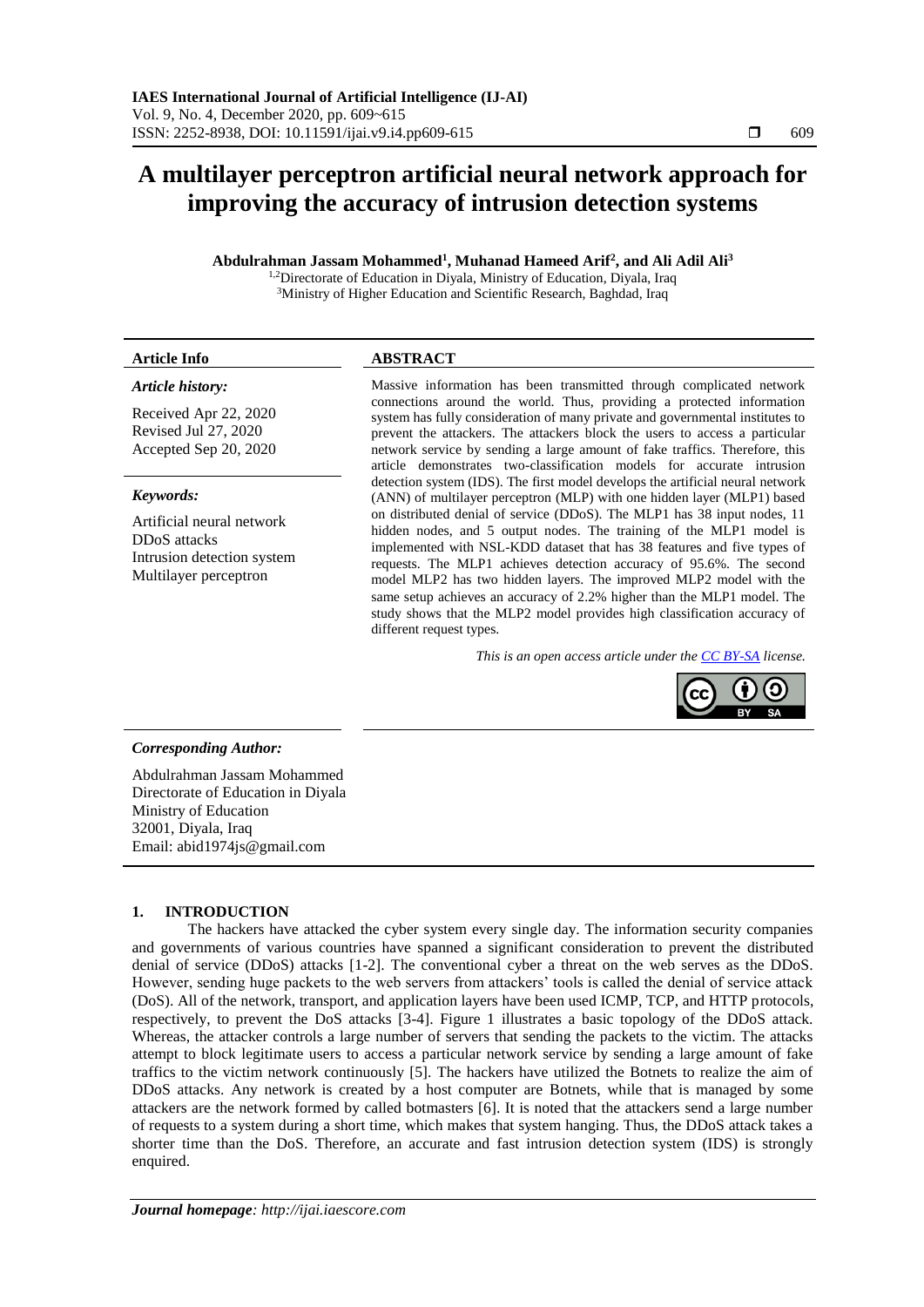# A multilayer perceptron artificial neural network approach for improving the accuracy of intrusion detection systems

**Abdulrahman Jassam Mohammed[1], Muhanad Hameed Arif[2], and Ali Adil Ali[3]**

[1,2]Directorate of Education in Diyala, Ministry of Education, Diyala, Iraq
[3]Ministry of Higher Education and Scientific Research, Baghdad, Iraq

**Article Info**

***Article history:***

Received Apr 22, 2020
Revised Jul 27, 2020
Accepted Sep 20, 2020

***Keywords:***

Artificial neural network
DDoS attacks
Intrusion detection system
Multilayer perceptron

**ABSTRACT**

Massive information has been transmitted through complicated network connections around the world. Thus, providing a protected information system has fully consideration of many private and governmental institutes to prevent the attackers. The attackers block the users to access a particular network service by sending a large amount of fake traffics. Therefore, this article demonstrates two-classification models for accurate intrusion detection system (IDS). The first model develops the artificial neural network (ANN) of multilayer perceptron (MLP) with one hidden layer (MLP1) based on distributed denial of service (DDoS). The MLP1 has 38 input nodes, 11 hidden nodes, and 5 output nodes. The training of the MLP1 model is implemented with NSL-KDD dataset that has 38 features and five types of requests. The MLP1 achieves detection accuracy of 95.6%. The second model MLP2 has two hidden layers. The improved MLP2 model with the same setup achieves an accuracy of 2.2% higher than the MLP1 model. The study shows that the MLP2 model provides high classification accuracy of different request types.

*This is an open access article under the CC BY-SA license.*

***Corresponding Author:***

Abdulrahman Jassam Mohammed
Directorate of Education in Diyala
Ministry of Education
32001, Diyala, Iraq
Email: abid1974js@gmail.com

## 1. INTRODUCTION

The hackers have attacked the cyber system every single day. The information security companies and governments of various countries have spanned a significant consideration to prevent the distributed denial of service (DDoS) attacks [1-2]. The conventional cyber a threat on the web serves as the DDoS. However, sending huge packets to the web servers from attackers' tools is called the denial of service attack (DoS). All of the network, transport, and application layers have been used ICMP, TCP, and HTTP protocols, respectively, to prevent the DoS attacks [3-4]. Figure 1 illustrates a basic topology of the DDoS attack. Whereas, the attacker controls a large number of servers that sending the packets to the victim. The attacks attempt to block legitimate users to access a particular network service by sending a large amount of fake traffics to the victim network continuously [5]. The hackers have utilized the Botnets to realize the aim of DDoS attacks. Any network is created by a host computer are Botnets, while that is managed by some attackers are the network formed by called botmasters [6]. It is noted that the attackers send a large number of requests to a system during a short time, which makes that system hanging. Thus, the DDoS attack takes a shorter time than the DoS. Therefore, an accurate and fast intrusion detection system (IDS) is strongly enquired.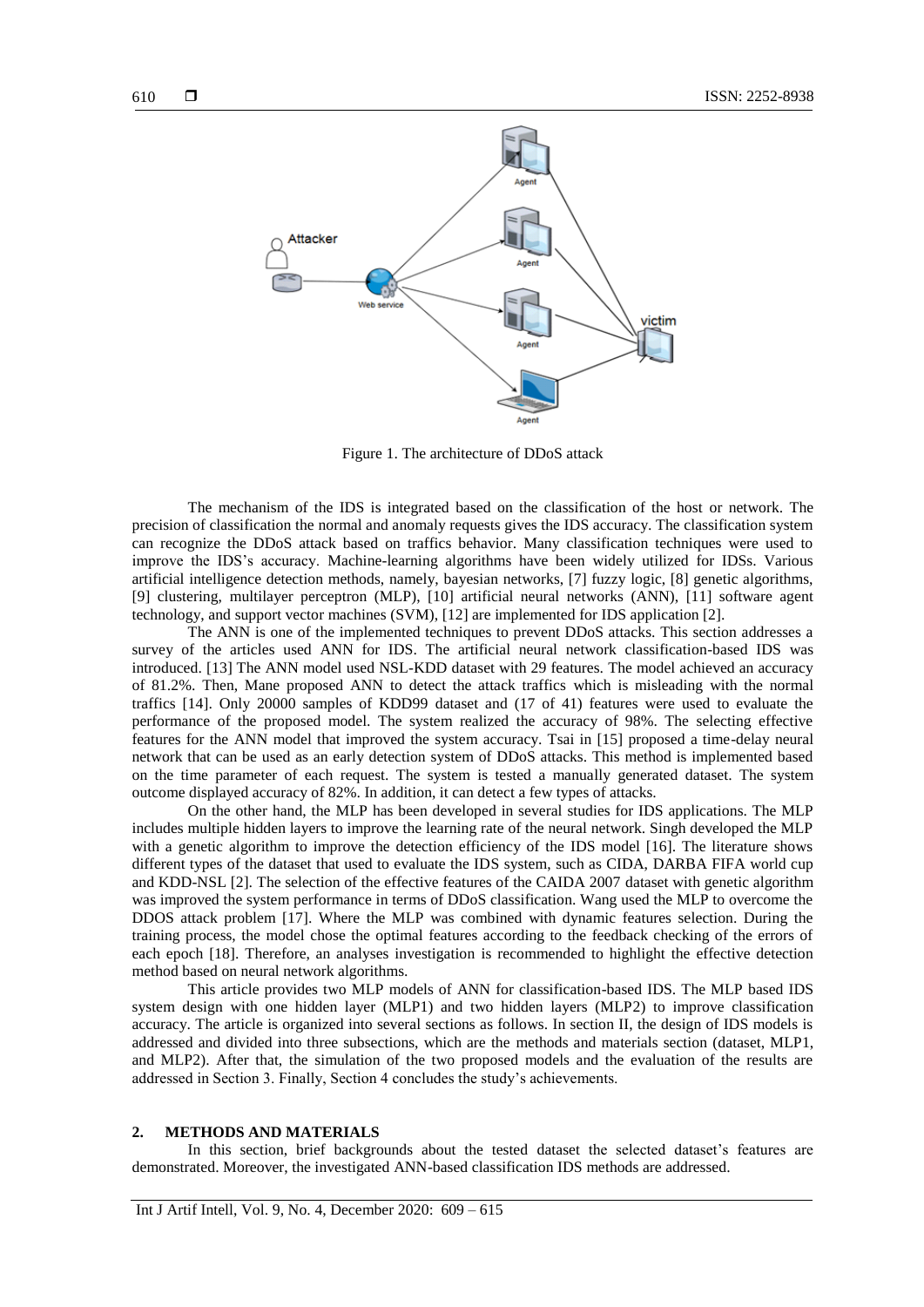Figure 1. The architecture of DDoS attack

The mechanism of the IDS is integrated based on the classification of the host or network. The precision of classification the normal and anomaly requests gives the IDS accuracy. The classification system can recognize the DDoS attack based on traffics behavior. Many classification techniques were used to improve the IDS's accuracy. Machine-learning algorithms have been widely utilized for IDSs. Various artificial intelligence detection methods, namely, bayesian networks, [7] fuzzy logic, [8] genetic algorithms, [9] clustering, multilayer perceptron (MLP), [10] artificial neural networks (ANN), [11] software agent technology, and support vector machines (SVM), [12] are implemented for IDS application [2].

The ANN is one of the implemented techniques to prevent DDoS attacks. This section addresses a survey of the articles used ANN for IDS. The artificial neural network classification-based IDS was introduced. [13] The ANN model used NSL-KDD dataset with 29 features. The model achieved an accuracy of 81.2%. Then, Mane proposed ANN to detect the attack traffics which is misleading with the normal traffics [14]. Only 20000 samples of KDD99 dataset and (17 of 41) features were used to evaluate the performance of the proposed model. The system realized the accuracy of 98%. The selecting effective features for the ANN model that improved the system accuracy. Tsai in [15] proposed a time-delay neural network that can be used as an early detection system of DDoS attacks. This method is implemented based on the time parameter of each request. The system is tested a manually generated dataset. The system outcome displayed accuracy of 82%. In addition, it can detect a few types of attacks.

On the other hand, the MLP has been developed in several studies for IDS applications. The MLP includes multiple hidden layers to improve the learning rate of the neural network. Singh developed the MLP with a genetic algorithm to improve the detection efficiency of the IDS model [16]. The literature shows different types of the dataset that used to evaluate the IDS system, such as CIDA, DARBA FIFA world cup and KDD-NSL [2]. The selection of the effective features of the CAIDA 2007 dataset with genetic algorithm was improved the system performance in terms of DDoS classification. Wang used the MLP to overcome the DDOS attack problem [17]. Where the MLP was combined with dynamic features selection. During the training process, the model chose the optimal features according to the feedback checking of the errors of each epoch [18]. Therefore, an analyses investigation is recommended to highlight the effective detection method based on neural network algorithms.

This article provides two MLP models of ANN for classification-based IDS. The MLP based IDS system design with one hidden layer (MLP1) and two hidden layers (MLP2) to improve classification accuracy. The article is organized into several sections as follows. In section II, the design of IDS models is addressed and divided into three subsections, which are the methods and materials section (dataset, MLP1, and MLP2). After that, the simulation of the two proposed models and the evaluation of the results are addressed in Section 3. Finally, Section 4 concludes the study's achievements.

## 2. METHODS AND MATERIALS

In this section, brief backgrounds about the tested dataset the selected dataset's features are demonstrated. Moreover, the investigated ANN-based classification IDS methods are addressed.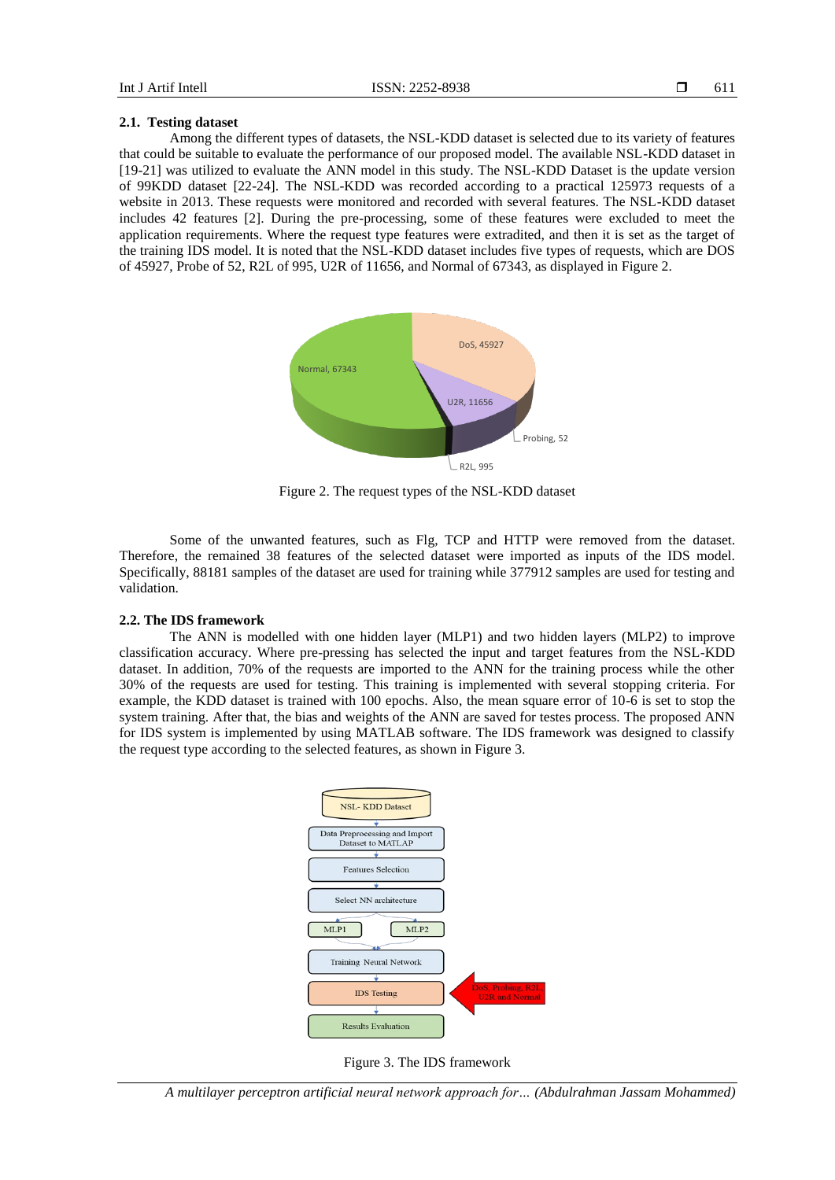### 2.1. Testing dataset

Among the different types of datasets, the NSL-KDD dataset is selected due to its variety of features that could be suitable to evaluate the performance of our proposed model. The available NSL-KDD dataset in [19-21] was utilized to evaluate the ANN model in this study. The NSL-KDD Dataset is the update version of 99KDD dataset [22-24]. The NSL-KDD was recorded according to a practical 125973 requests of a website in 2013. These requests were monitored and recorded with several features. The NSL-KDD dataset includes 42 features [2]. During the pre-processing, some of these features were excluded to meet the application requirements. Where the request type features were extradited, and then it is set as the target of the training IDS model. It is noted that the NSL-KDD dataset includes five types of requests, which are DOS of 45927, Probe of 52, R2L of 995, U2R of 11656, and Normal of 67343, as displayed in Figure 2.

Figure 2. The request types of the NSL-KDD dataset

Some of the unwanted features, such as Flg, TCP and HTTP were removed from the dataset. Therefore, the remained 38 features of the selected dataset were imported as inputs of the IDS model. Specifically, 88181 samples of the dataset are used for training while 377912 samples are used for testing and validation.

### 2.2. The IDS framework

The ANN is modelled with one hidden layer (MLP1) and two hidden layers (MLP2) to improve classification accuracy. Where pre-pressing has selected the input and target features from the NSL-KDD dataset. In addition, 70% of the requests are imported to the ANN for the training process while the other 30% of the requests are used for testing. This training is implemented with several stopping criteria. For example, the KDD dataset is trained with 100 epochs. Also, the mean square error of 10-6 is set to stop the system training. After that, the bias and weights of the ANN are saved for testes process. The proposed ANN for IDS system is implemented by using MATLAB software. The IDS framework was designed to classify the request type according to the selected features, as shown in Figure 3.

Figure 3. The IDS framework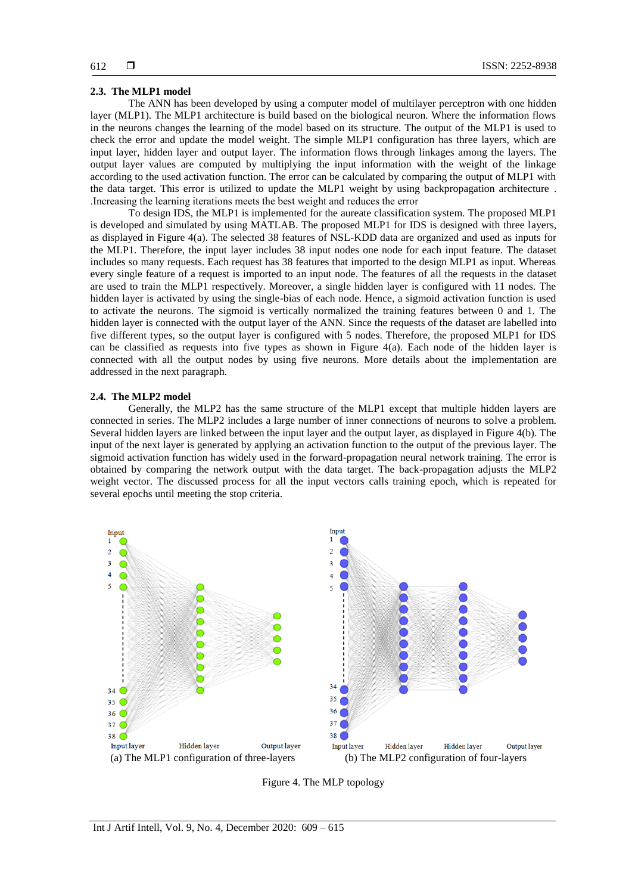### 2.3. The MLP1 model

The ANN has been developed by using a computer model of multilayer perceptron with one hidden layer (MLP1). The MLP1 architecture is build based on the biological neuron. Where the information flows in the neurons changes the learning of the model based on its structure. The output of the MLP1 is used to check the error and update the model weight. The simple MLP1 configuration has three layers, which are input layer, hidden layer and output layer. The information flows through linkages among the layers. The output layer values are computed by multiplying the input information with the weight of the linkage according to the used activation function. The error can be calculated by comparing the output of MLP1 with the data target. This error is utilized to update the MLP1 weight by using backpropagation architecture . .Increasing the learning iterations meets the best weight and reduces the error

To design IDS, the MLP1 is implemented for the aureate classification system. The proposed MLP1 is developed and simulated by using MATLAB. The proposed MLP1 for IDS is designed with three layers, as displayed in Figure 4(a). The selected 38 features of NSL-KDD data are organized and used as inputs for the MLP1. Therefore, the input layer includes 38 input nodes one node for each input feature. The dataset includes so many requests. Each request has 38 features that imported to the design MLP1 as input. Whereas every single feature of a request is imported to an input node. The features of all the requests in the dataset are used to train the MLP1 respectively. Moreover, a single hidden layer is configured with 11 nodes. The hidden layer is activated by using the single-bias of each node. Hence, a sigmoid activation function is used to activate the neurons. The sigmoid is vertically normalized the training features between 0 and 1. The hidden layer is connected with the output layer of the ANN. Since the requests of the dataset are labelled into five different types, so the output layer is configured with 5 nodes. Therefore, the proposed MLP1 for IDS can be classified as requests into five types as shown in Figure 4(a). Each node of the hidden layer is connected with all the output nodes by using five neurons. More details about the implementation are addressed in the next paragraph.

### 2.4. The MLP2 model

Generally, the MLP2 has the same structure of the MLP1 except that multiple hidden layers are connected in series. The MLP2 includes a large number of inner connections of neurons to solve a problem. Several hidden layers are linked between the input layer and the output layer, as displayed in Figure 4(b). The input of the next layer is generated by applying an activation function to the output of the previous layer. The sigmoid activation function has widely used in the forward-propagation neural network training. The error is obtained by comparing the network output with the data target. The back-propagation adjusts the MLP2 weight vector. The discussed process for all the input vectors calls training epoch, which is repeated for several epochs until meeting the stop criteria.

(a) The MLP1 configuration of three-layers

(b) The MLP2 configuration of four-layers

Figure 4. The MLP topology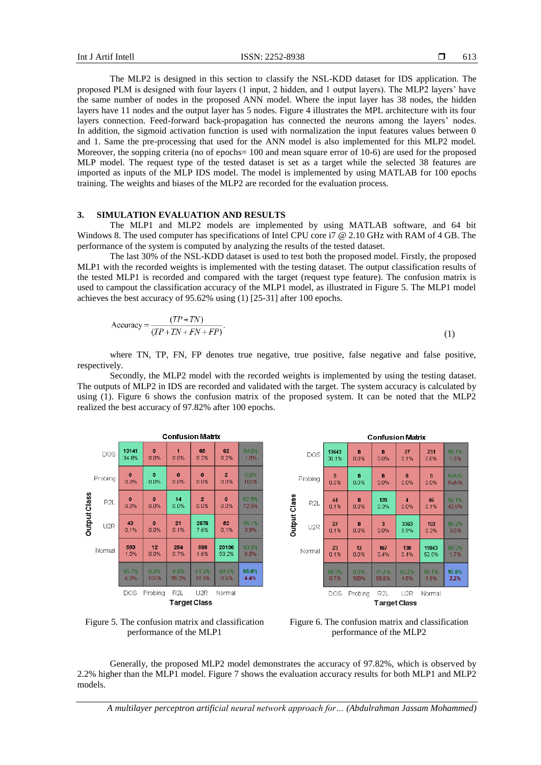The MLP2 is designed in this section to classify the NSL-KDD dataset for IDS application. The proposed PLM is designed with four layers (1 input, 2 hidden, and 1 output layers). The MLP2 layers' have the same number of nodes in the proposed ANN model. Where the input layer has 38 nodes, the hidden layers have 11 nodes and the output layer has 5 nodes. Figure 4 illustrates the MPL architecture with its four layers connection. Feed-forward back-propagation has connected the neurons among the layers' nodes. In addition, the sigmoid activation function is used with normalization the input features values between 0 and 1. Same the pre-processing that used for the ANN model is also implemented for this MLP2 model. Moreover, the sopping criteria (no of epochs= 100 and mean square error of 10-6) are used for the proposed MLP model. The request type of the tested dataset is set as a target while the selected 38 features are imported as inputs of the MLP IDS model. The model is implemented by using MATLAB for 100 epochs training. The weights and biases of the MLP2 are recorded for the evaluation process.

## 3. SIMULATION EVALUATION AND RESULTS

The MLP1 and MLP2 models are implemented by using MATLAB software, and 64 bit Windows 8. The used computer has specifications of Intel CPU core i7 @ 2.10 GHz with RAM of 4 GB. The performance of the system is computed by analyzing the results of the tested dataset.

The last 30% of the NSL-KDD dataset is used to test both the proposed model. Firstly, the proposed MLP1 with the recorded weights is implemented with the testing dataset. The output classification results of the tested MLP1 is recorded and compared with the target (request type feature). The confusion matrix is used to campout the classification accuracy of the MLP1 model, as illustrated in Figure 5. The MLP1 model achieves the best accuracy of 95.62% using (1) [25-31] after 100 epochs.

$$\text{Accuracy} = \frac{(TP+TN)}{(TP+TN+FN+FP)}. \quad (1)$$

where TN, TP, FN, FP denotes true negative, true positive, false negative and false positive, respectively.

Secondly, the MLP2 model with the recorded weights is implemented by using the testing dataset. The outputs of MLP2 in IDS are recorded and validated with the target. The system accuracy is calculated by using (1). Figure 6 shows the confusion matrix of the proposed system. It can be noted that the MLP2 realized the best accuracy of 97.82% after 100 epochs.

**Confusion Matrix** (Output Class vs. Target Class)

| Output Class | DOS | Probing | R2L | U2R | Normal | |
|---|---|---|---|---|---|---|
| DOS | 13141 (34.8%) | 0 (0.0%) | 1 (0.0%) | 65 (0.2%) | 62 (0.2%) | 99.0% / 1.0% |
| Probing | 0 (0.0%) | 0 (0.0%) | 0 (0.0%) | 0 (0.0%) | 2 (0.0%) | 0.0% / 100% |
| R2L | 0 (0.0%) | 0 (0.0%) | 14 (0.0%) | 2 (0.0%) | 0 (0.0%) | 87.5% / 12.5% |
| U2R | 43 (0.1%) | 0 (0.0%) | 21 (0.1%) | 2879 (7.6%) | 52 (0.1%) | 96.1% / 3.9% |
| Normal | 553 (1.5%) | 12 (0.0%) | 254 (0.7%) | 586 (1.6%) | 20106 (53.2%) | 93.5% / 6.5% |
| | 95.7% / 4.3% | 0.0% / 100% | 4.8% / 95.2% | 81.5% / 18.5% | 99.4% / 0.6% | 95.6% / 4.4% |

Figure 5. The confusion matrix and classification performance of the MLP1

**Confusion Matrix** (Output Class vs. Target Class)

| Output Class | DOS | Probing | R2L | U2R | Normal | |
|---|---|---|---|---|---|---|
| DOS | 13643 (36.1%) | 0 (0.0%) | 0 (0.0%) | 27 (0.1%) | 231 (0.6%) | 98.1% / 1.9% |
| Probing | 0 (0.0%) | 0 (0.0%) | 0 (0.0%) | 0 (0.0%) | 0 (0.0%) | NaN% / NaN% |
| R2L | 44 (0.1%) | 0 (0.0%) | 120 (0.3%) | 4 (0.0%) | 46 (0.1%) | 56.1% / 43.9% |
| U2R | 27 (0.1%) | 0 (0.0%) | 3 (0.0%) | 3363 (8.9%) | 102 (0.3%) | 96.2% / 3.8% |
| Normal | 23 (0.1%) | 12 (0.0%) | 167 (0.4%) | 138 (0.4%) | 19843 (52.5%) | 98.3% / 1.7% |
| | 99.3% / 0.7% | 0.0% / 100% | 41.4% / 58.6% | 95.2% / 4.8% | 98.1% / 1.9% | 97.8% / 2.2% |

Figure 6. The confusion matrix and classification performance of the MLP2

Generally, the proposed MLP2 model demonstrates the accuracy of 97.82%, which is observed by 2.2% higher than the MLP1 model. Figure 7 shows the evaluation accuracy results for both MLP1 and MLP2 models.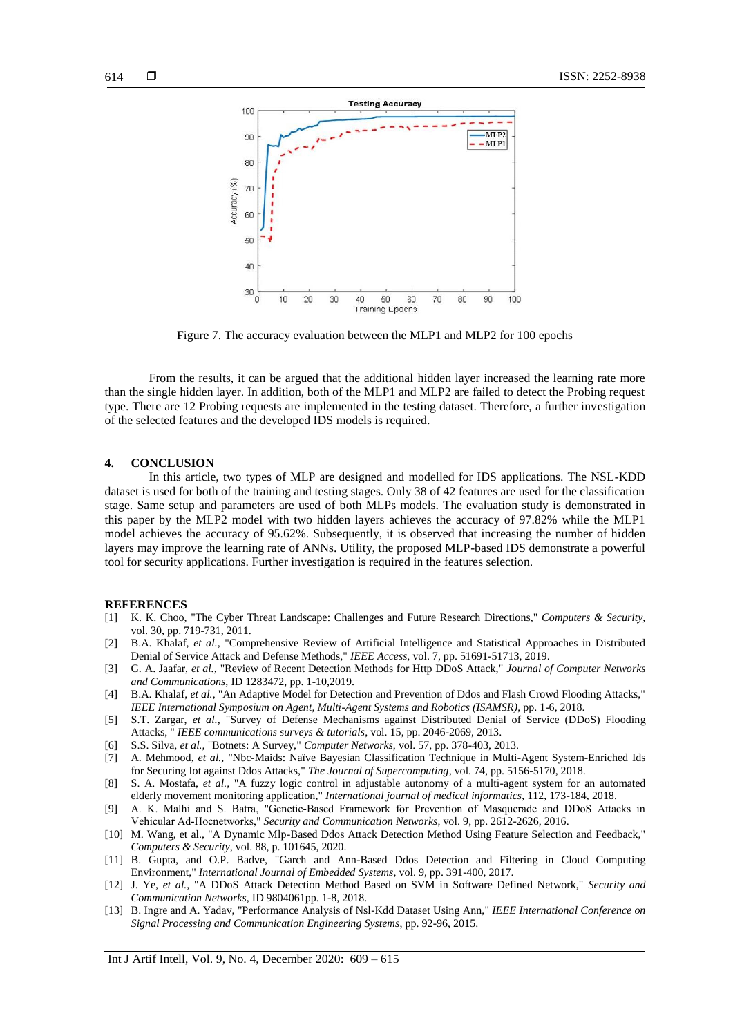Figure 7. The accuracy evaluation between the MLP1 and MLP2 for 100 epochs

From the results, it can be argued that the additional hidden layer increased the learning rate more than the single hidden layer. In addition, both of the MLP1 and MLP2 are failed to detect the Probing request type. There are 12 Probing requests are implemented in the testing dataset. Therefore, a further investigation of the selected features and the developed IDS models is required.

## 4. CONCLUSION

In this article, two types of MLP are designed and modelled for IDS applications. The NSL-KDD dataset is used for both of the training and testing stages. Only 38 of 42 features are used for the classification stage. Same setup and parameters are used of both MLPs models. The evaluation study is demonstrated in this paper by the MLP2 model with two hidden layers achieves the accuracy of 97.82% while the MLP1 model achieves the accuracy of 95.62%. Subsequently, it is observed that increasing the number of hidden layers may improve the learning rate of ANNs. Utility, the proposed MLP-based IDS demonstrate a powerful tool for security applications. Further investigation is required in the features selection.

## REFERENCES

[1] K. K. Choo, "The Cyber Threat Landscape: Challenges and Future Research Directions," *Computers & Security*, vol. 30, pp. 719-731, 2011.

[2] B.A. Khalaf, *et al.*, "Comprehensive Review of Artificial Intelligence and Statistical Approaches in Distributed Denial of Service Attack and Defense Methods," *IEEE Access*, vol. 7, pp. 51691-51713, 2019.

[3] G. A. Jaafar, *et al.*, "Review of Recent Detection Methods for Http DDoS Attack," *Journal of Computer Networks and Communications*, ID 1283472, pp. 1-10,2019.

[4] B.A. Khalaf, *et al.*, "An Adaptive Model for Detection and Prevention of Ddos and Flash Crowd Flooding Attacks," *IEEE International Symposium on Agent, Multi-Agent Systems and Robotics (ISAMSR)*, pp. 1-6, 2018.

[5] S.T. Zargar, *et al.*, "Survey of Defense Mechanisms against Distributed Denial of Service (DDoS) Flooding Attacks, " *IEEE communications surveys & tutorials*, vol. 15, pp. 2046-2069, 2013.

[6] S.S. Silva, *et al.*, "Botnets: A Survey," *Computer Networks*, vol. 57, pp. 378-403, 2013.

[7] A. Mehmood, *et al.*, "Nbc-Maids: Naïve Bayesian Classification Technique in Multi-Agent System-Enriched Ids for Securing Iot against Ddos Attacks," *The Journal of Supercomputing*, vol. 74, pp. 5156-5170, 2018.

[8] S. A. Mostafa, *et al.*, "A fuzzy logic control in adjustable autonomy of a multi-agent system for an automated elderly movement monitoring application," *International journal of medical informatics*, 112, 173-184, 2018.

[9] A. K. Malhi and S. Batra, "Genetic-Based Framework for Prevention of Masquerade and DDoS Attacks in Vehicular Ad-Hocnetworks," *Security and Communication Networks*, vol. 9, pp. 2612-2626, 2016.

[10] M. Wang, et al., "A Dynamic Mlp-Based Ddos Attack Detection Method Using Feature Selection and Feedback," *Computers & Security*, vol. 88, p. 101645, 2020.

[11] B. Gupta, and O.P. Badve, "Garch and Ann-Based Ddos Detection and Filtering in Cloud Computing Environment," *International Journal of Embedded Systems*, vol. 9, pp. 391-400, 2017.

[12] J. Ye, *et al.*, "A DDoS Attack Detection Method Based on SVM in Software Defined Network," *Security and Communication Networks*, ID 9804061pp. 1-8, 2018.

[13] B. Ingre and A. Yadav, "Performance Analysis of Nsl-Kdd Dataset Using Ann," *IEEE International Conference on Signal Processing and Communication Engineering Systems*, pp. 92-96, 2015.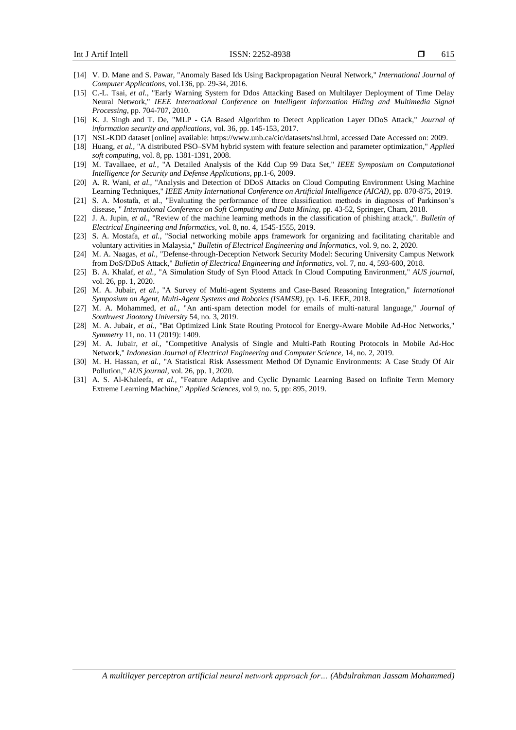[14] V. D. Mane and S. Pawar, "Anomaly Based Ids Using Backpropagation Neural Network," *International Journal of Computer Applications*, vol.136, pp. 29-34, 2016.

[15] C.-L. Tsai, *et al.*, "Early Warning System for Ddos Attacking Based on Multilayer Deployment of Time Delay Neural Network," *IEEE International Conference on Intelligent Information Hiding and Multimedia Signal Processing*, pp. 704-707, 2010.

[16] K. J. Singh and T. De, "MLP - GA Based Algorithm to Detect Application Layer DDoS Attack," *Journal of information security and applications*, vol. 36, pp. 145-153, 2017.

[17] NSL-KDD dataset [online] available: https://www.unb.ca/cic/datasets/nsl.html, accessed Date Accessed on: 2009.

[18] Huang, *et al.*, "A distributed PSO–SVM hybrid system with feature selection and parameter optimization," *Applied soft computing*, vol. 8, pp. 1381-1391, 2008.

[19] M. Tavallaee, *et al.*, "A Detailed Analysis of the Kdd Cup 99 Data Set," *IEEE Symposium on Computational Intelligence for Security and Defense Applications*, pp.1-6, 2009.

[20] A. R. Wani, *et al.*, "Analysis and Detection of DDoS Attacks on Cloud Computing Environment Using Machine Learning Techniques," *IEEE Amity International Conference on Artificial Intelligence (AICAI)*, pp. 870-875, 2019.

[21] S. A. Mostafa, et al., "Evaluating the performance of three classification methods in diagnosis of Parkinson's disease, " *International Conference on Soft Computing and Data Mining*, pp. 43-52, Springer, Cham, 2018.

[22] J. A. Jupin, *et al.*, "Review of the machine learning methods in the classification of phishing attack,". *Bulletin of Electrical Engineering and Informatics*, vol. 8, no. 4, 1545-1555, 2019.

[23] S. A. Mostafa, *et al.*, "Social networking mobile apps framework for organizing and facilitating charitable and voluntary activities in Malaysia," *Bulletin of Electrical Engineering and Informatics*, vol. 9, no. 2, 2020.

[24] M. A. Naagas, *et al.*, "Defense-through-Deception Network Security Model: Securing University Campus Network from DoS/DDoS Attack," *Bulletin of Electrical Engineering and Informatics*, vol. 7, no. 4, 593-600, 2018.

[25] B. A. Khalaf, *et al.*, "A Simulation Study of Syn Flood Attack In Cloud Computing Environment," *AUS journal*, vol. 26, pp. 1, 2020.

[26] M. A. Jubair, *et al.*, "A Survey of Multi-agent Systems and Case-Based Reasoning Integration," *International Symposium on Agent, Multi-Agent Systems and Robotics (ISAMSR)*, pp. 1-6. IEEE, 2018.

[27] M. A. Mohammed, *et al.*, "An anti-spam detection model for emails of multi-natural language," *Journal of Southwest Jiaotong University* 54, no. 3, 2019.

[28] M. A. Jubair, *et al.*, "Bat Optimized Link State Routing Protocol for Energy-Aware Mobile Ad-Hoc Networks," *Symmetry* 11, no. 11 (2019): 1409.

[29] M. A. Jubair, *et al.*, "Competitive Analysis of Single and Multi-Path Routing Protocols in Mobile Ad-Hoc Network," *Indonesian Journal of Electrical Engineering and Computer Science*, 14, no. 2, 2019.

[30] M. H. Hassan, *et al.*, "A Statistical Risk Assessment Method Of Dynamic Environments: A Case Study Of Air Pollution," *AUS journal*, vol. 26, pp. 1, 2020.

[31] A. S. Al-Khaleefa, *et al.*, "Feature Adaptive and Cyclic Dynamic Learning Based on Infinite Term Memory Extreme Learning Machine," *Applied Sciences*, vol 9, no. 5, pp: 895, 2019.